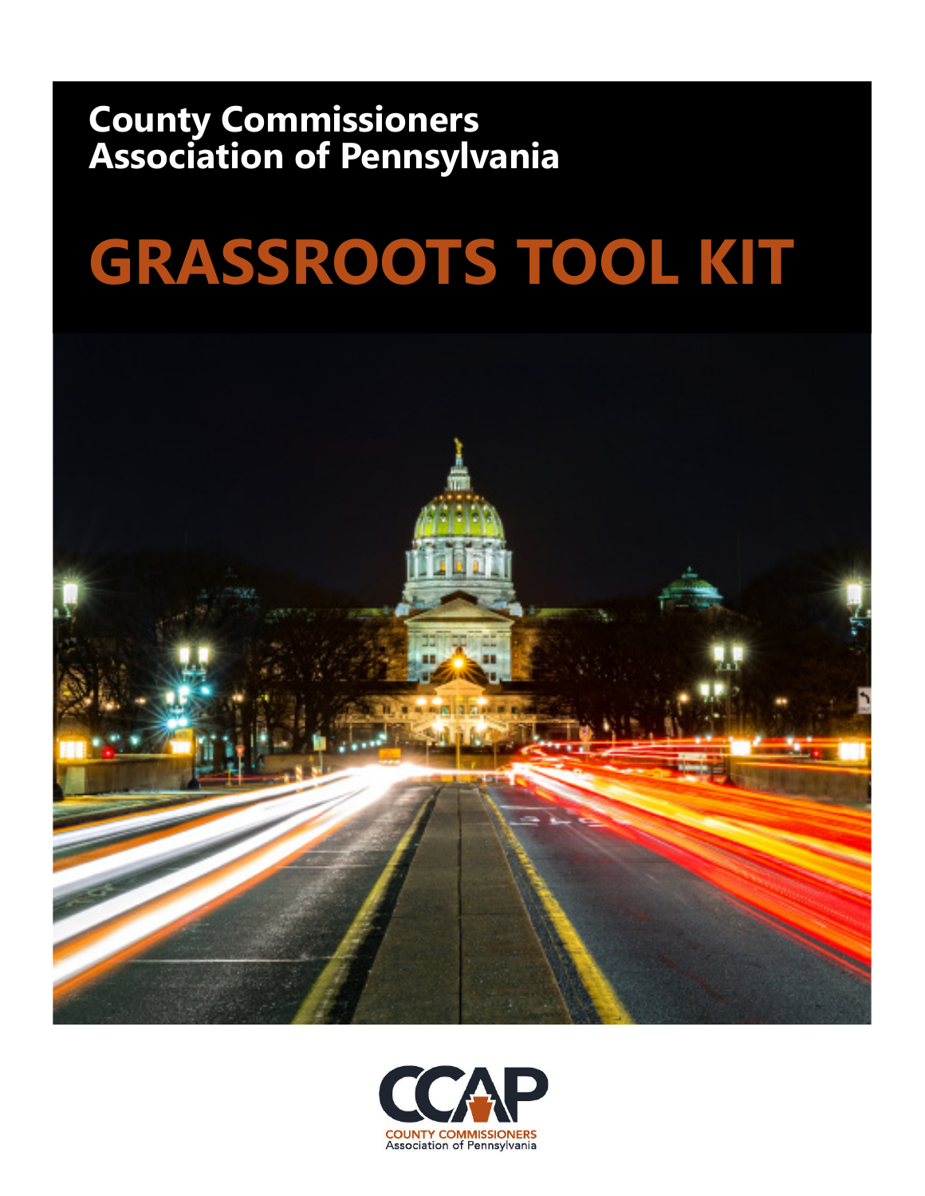County Commissioners Association of Pennsylvania

# GRASSROOTS TOOL KIT

CCAP

COUNTY COMMISSIONERS
Association of Pennsylvania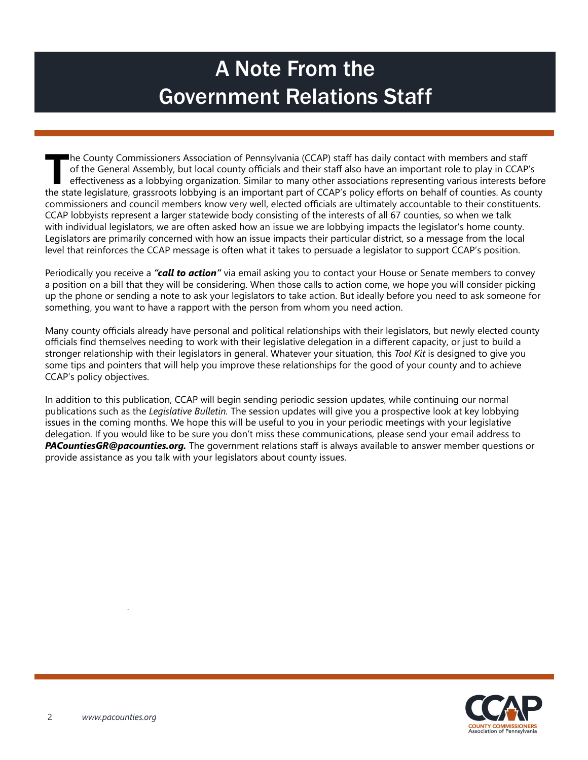# A Note From the Government Relations Staff

The County Commissioners Association of Pennsylvania (CCAP) staff has daily contact with members and staff of the General Assembly, but local county officials and their staff also have an important role to play in CCAP's effectiveness as a lobbying organization. Similar to many other associations representing various interests before the state legislature, grassroots lobbying is an important part of CCAP's policy efforts on behalf of counties. As county commissioners and council members know very well, elected officials are ultimately accountable to their constituents. CCAP lobbyists represent a larger statewide body consisting of the interests of all 67 counties, so when we talk with individual legislators, we are often asked how an issue we are lobbying impacts the legislator's home county. Legislators are primarily concerned with how an issue impacts their particular district, so a message from the local level that reinforces the CCAP message is often what it takes to persuade a legislator to support CCAP's position.

Periodically you receive a ***"call to action"*** via email asking you to contact your House or Senate members to convey a position on a bill that they will be considering. When those calls to action come, we hope you will consider picking up the phone or sending a note to ask your legislators to take action. But ideally before you need to ask someone for something, you want to have a rapport with the person from whom you need action.

Many county officials already have personal and political relationships with their legislators, but newly elected county officials find themselves needing to work with their legislative delegation in a different capacity, or just to build a stronger relationship with their legislators in general. Whatever your situation, this *Tool Kit* is designed to give you some tips and pointers that will help you improve these relationships for the good of your county and to achieve CCAP's policy objectives.

In addition to this publication, CCAP will begin sending periodic session updates, while continuing our normal publications such as the *Legislative Bulletin.* The session updates will give you a prospective look at key lobbying issues in the coming months. We hope this will be useful to you in your periodic meetings with your legislative delegation. If you would like to be sure you don't miss these communications, please send your email address to ***PACountiesGR@pacounties.org.*** The government relations staff is always available to answer member questions or provide assistance as you talk with your legislators about county issues.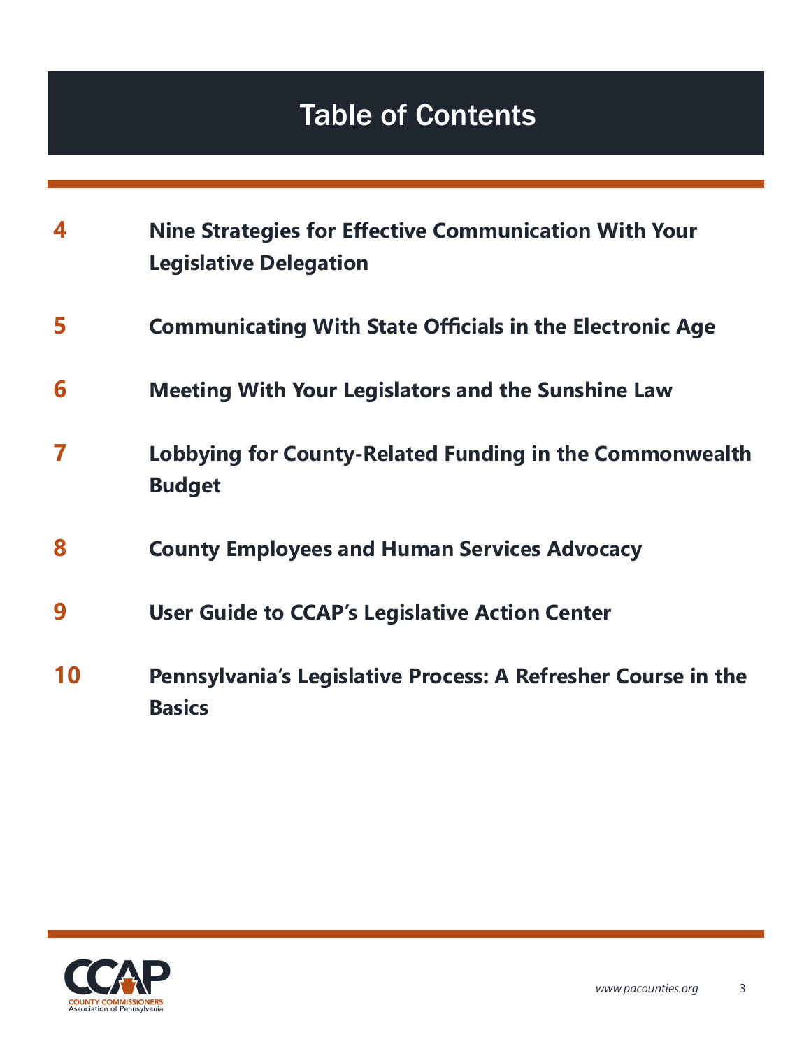# Table of Contents

| | |
|---|---|
| 4 | Nine Strategies for Effective Communication With Your Legislative Delegation |
| 5 | Communicating With State Officials in the Electronic Age |
| 6 | Meeting With Your Legislators and the Sunshine Law |
| 7 | Lobbying for County-Related Funding in the Commonwealth Budget |
| 8 | County Employees and Human Services Advocacy |
| 9 | User Guide to CCAP's Legislative Action Center |
| 10 | Pennsylvania's Legislative Process: A Refresher Course in the Basics |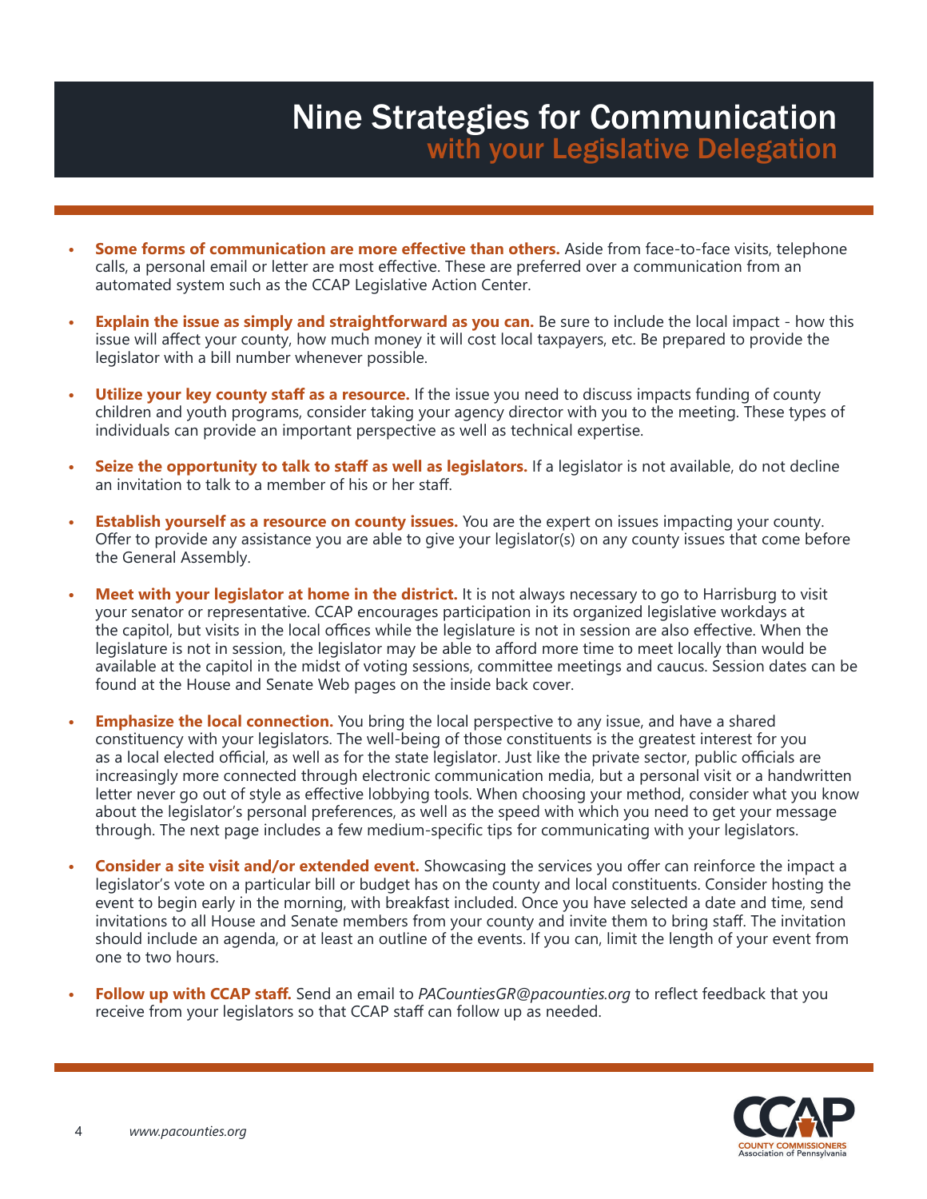# Nine Strategies for Communication with your Legislative Delegation

- **Some forms of communication are more effective than others.** Aside from face-to-face visits, telephone calls, a personal email or letter are most effective. These are preferred over a communication from an automated system such as the CCAP Legislative Action Center.

- **Explain the issue as simply and straightforward as you can.** Be sure to include the local impact - how this issue will affect your county, how much money it will cost local taxpayers, etc. Be prepared to provide the legislator with a bill number whenever possible.

- **Utilize your key county staff as a resource.** If the issue you need to discuss impacts funding of county children and youth programs, consider taking your agency director with you to the meeting. These types of individuals can provide an important perspective as well as technical expertise.

- **Seize the opportunity to talk to staff as well as legislators.** If a legislator is not available, do not decline an invitation to talk to a member of his or her staff.

- **Establish yourself as a resource on county issues.** You are the expert on issues impacting your county. Offer to provide any assistance you are able to give your legislator(s) on any county issues that come before the General Assembly.

- **Meet with your legislator at home in the district.** It is not always necessary to go to Harrisburg to visit your senator or representative. CCAP encourages participation in its organized legislative workdays at the capitol, but visits in the local offices while the legislature is not in session are also effective. When the legislature is not in session, the legislator may be able to afford more time to meet locally than would be available at the capitol in the midst of voting sessions, committee meetings and caucus. Session dates can be found at the House and Senate Web pages on the inside back cover.

- **Emphasize the local connection.** You bring the local perspective to any issue, and have a shared constituency with your legislators. The well-being of those constituents is the greatest interest for you as a local elected official, as well as for the state legislator. Just like the private sector, public officials are increasingly more connected through electronic communication media, but a personal visit or a handwritten letter never go out of style as effective lobbying tools. When choosing your method, consider what you know about the legislator's personal preferences, as well as the speed with which you need to get your message through. The next page includes a few medium-specific tips for communicating with your legislators.

- **Consider a site visit and/or extended event.** Showcasing the services you offer can reinforce the impact a legislator's vote on a particular bill or budget has on the county and local constituents. Consider hosting the event to begin early in the morning, with breakfast included. Once you have selected a date and time, send invitations to all House and Senate members from your county and invite them to bring staff. The invitation should include an agenda, or at least an outline of the events. If you can, limit the length of your event from one to two hours.

- **Follow up with CCAP staff.** Send an email to *PACountiesGR@pacounties.org* to reflect feedback that you receive from your legislators so that CCAP staff can follow up as needed.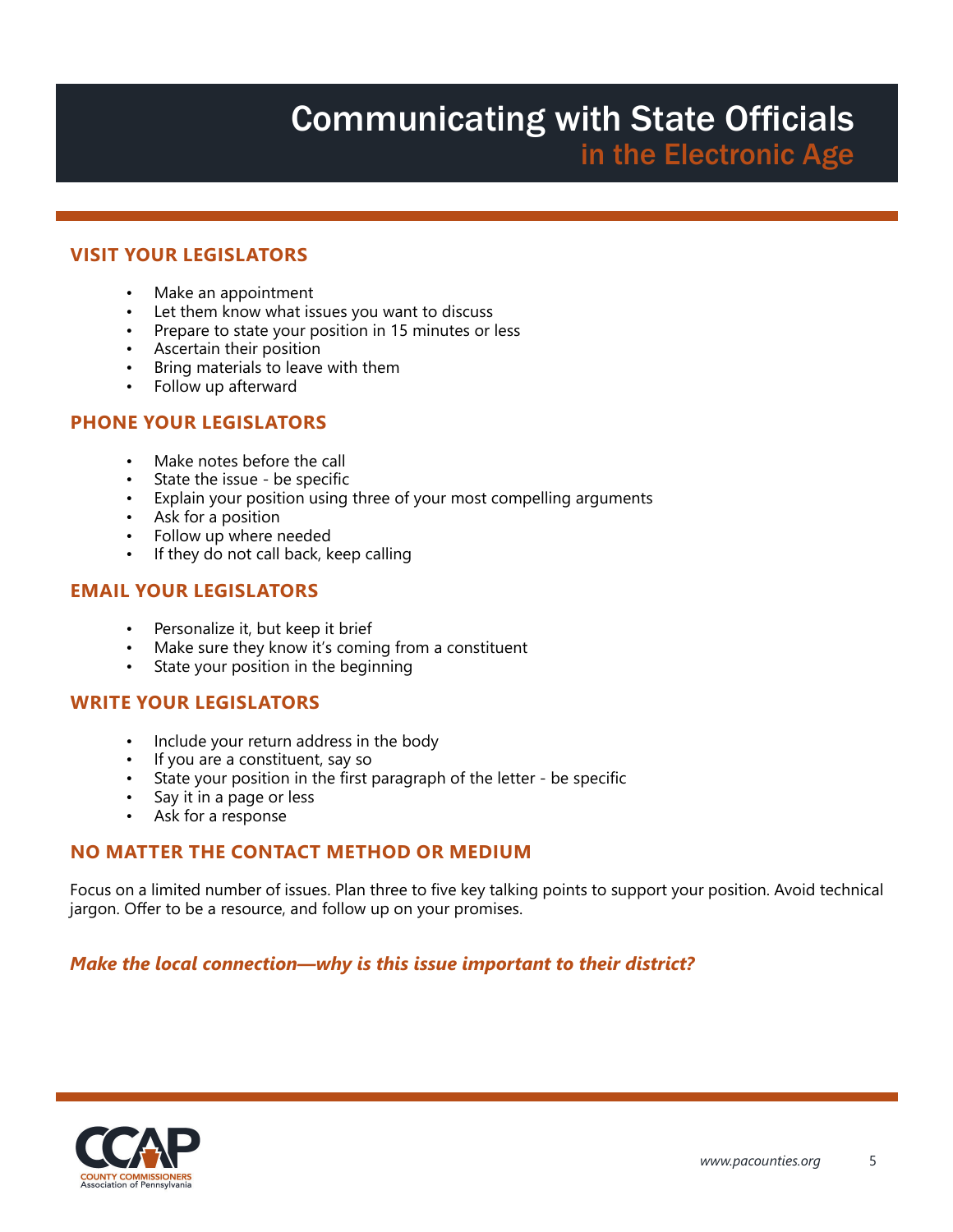# Communicating with State Officials
## in the Electronic Age

### VISIT YOUR LEGISLATORS

- Make an appointment
- Let them know what issues you want to discuss
- Prepare to state your position in 15 minutes or less
- Ascertain their position
- Bring materials to leave with them
- Follow up afterward

### PHONE YOUR LEGISLATORS

- Make notes before the call
- State the issue - be specific
- Explain your position using three of your most compelling arguments
- Ask for a position
- Follow up where needed
- If they do not call back, keep calling

### EMAIL YOUR LEGISLATORS

- Personalize it, but keep it brief
- Make sure they know it's coming from a constituent
- State your position in the beginning

### WRITE YOUR LEGISLATORS

- Include your return address in the body
- If you are a constituent, say so
- State your position in the first paragraph of the letter - be specific
- Say it in a page or less
- Ask for a response

### NO MATTER THE CONTACT METHOD OR MEDIUM

Focus on a limited number of issues. Plan three to five key talking points to support your position. Avoid technical jargon. Offer to be a resource, and follow up on your promises.

***Make the local connection—why is this issue important to their district?***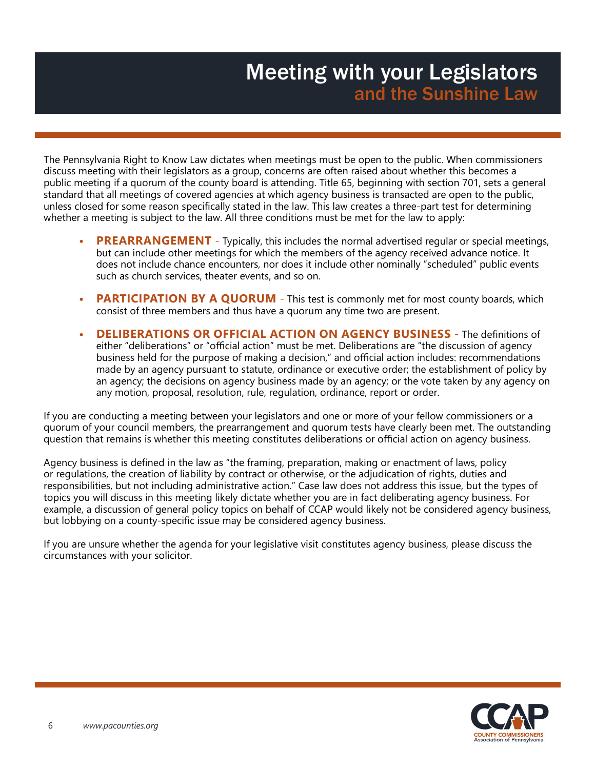# Meeting with your Legislators and the Sunshine Law

The Pennsylvania Right to Know Law dictates when meetings must be open to the public. When commissioners discuss meeting with their legislators as a group, concerns are often raised about whether this becomes a public meeting if a quorum of the county board is attending. Title 65, beginning with section 701, sets a general standard that all meetings of covered agencies at which agency business is transacted are open to the public, unless closed for some reason specifically stated in the law. This law creates a three-part test for determining whether a meeting is subject to the law. All three conditions must be met for the law to apply:

- **PREARRANGEMENT** - Typically, this includes the normal advertised regular or special meetings, but can include other meetings for which the members of the agency received advance notice. It does not include chance encounters, nor does it include other nominally "scheduled" public events such as church services, theater events, and so on.
- **PARTICIPATION BY A QUORUM** - This test is commonly met for most county boards, which consist of three members and thus have a quorum any time two are present.
- **DELIBERATIONS OR OFFICIAL ACTION ON AGENCY BUSINESS** - The definitions of either "deliberations" or "official action" must be met. Deliberations are "the discussion of agency business held for the purpose of making a decision," and official action includes: recommendations made by an agency pursuant to statute, ordinance or executive order; the establishment of policy by an agency; the decisions on agency business made by an agency; or the vote taken by any agency on any motion, proposal, resolution, rule, regulation, ordinance, report or order.

If you are conducting a meeting between your legislators and one or more of your fellow commissioners or a quorum of your council members, the prearrangement and quorum tests have clearly been met. The outstanding question that remains is whether this meeting constitutes deliberations or official action on agency business.

Agency business is defined in the law as "the framing, preparation, making or enactment of laws, policy or regulations, the creation of liability by contract or otherwise, or the adjudication of rights, duties and responsibilities, but not including administrative action." Case law does not address this issue, but the types of topics you will discuss in this meeting likely dictate whether you are in fact deliberating agency business. For example, a discussion of general policy topics on behalf of CCAP would likely not be considered agency business, but lobbying on a county-specific issue may be considered agency business.

If you are unsure whether the agenda for your legislative visit constitutes agency business, please discuss the circumstances with your solicitor.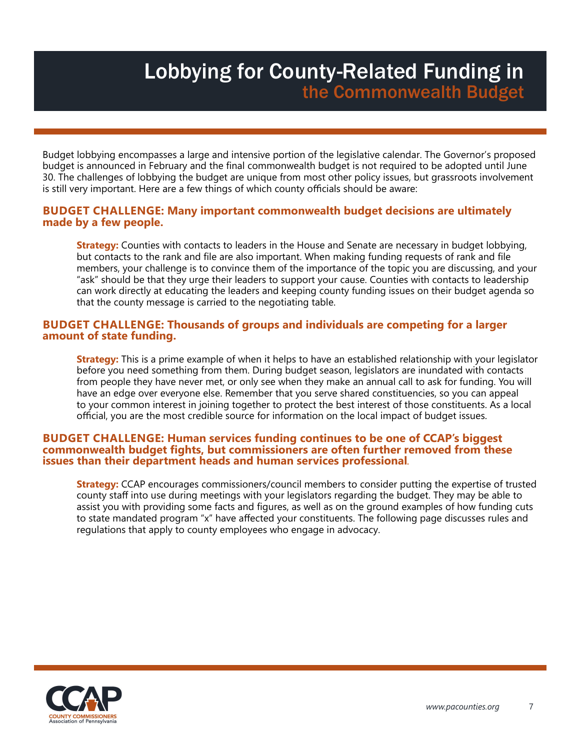# Lobbying for County-Related Funding in the Commonwealth Budget

Budget lobbying encompasses a large and intensive portion of the legislative calendar. The Governor's proposed budget is announced in February and the final commonwealth budget is not required to be adopted until June 30. The challenges of lobbying the budget are unique from most other policy issues, but grassroots involvement is still very important. Here are a few things of which county officials should be aware:

### BUDGET CHALLENGE: Many important commonwealth budget decisions are ultimately made by a few people.

**Strategy:** Counties with contacts to leaders in the House and Senate are necessary in budget lobbying, but contacts to the rank and file are also important. When making funding requests of rank and file members, your challenge is to convince them of the importance of the topic you are discussing, and your "ask" should be that they urge their leaders to support your cause. Counties with contacts to leadership can work directly at educating the leaders and keeping county funding issues on their budget agenda so that the county message is carried to the negotiating table.

### BUDGET CHALLENGE: Thousands of groups and individuals are competing for a larger amount of state funding.

**Strategy:** This is a prime example of when it helps to have an established relationship with your legislator before you need something from them. During budget season, legislators are inundated with contacts from people they have never met, or only see when they make an annual call to ask for funding. You will have an edge over everyone else. Remember that you serve shared constituencies, so you can appeal to your common interest in joining together to protect the best interest of those constituents. As a local official, you are the most credible source for information on the local impact of budget issues.

### BUDGET CHALLENGE: Human services funding continues to be one of CCAP's biggest commonwealth budget fights, but commissioners are often further removed from these issues than their department heads and human services professional.

**Strategy:** CCAP encourages commissioners/council members to consider putting the expertise of trusted county staff into use during meetings with your legislators regarding the budget. They may be able to assist you with providing some facts and figures, as well as on the ground examples of how funding cuts to state mandated program "x" have affected your constituents. The following page discusses rules and regulations that apply to county employees who engage in advocacy.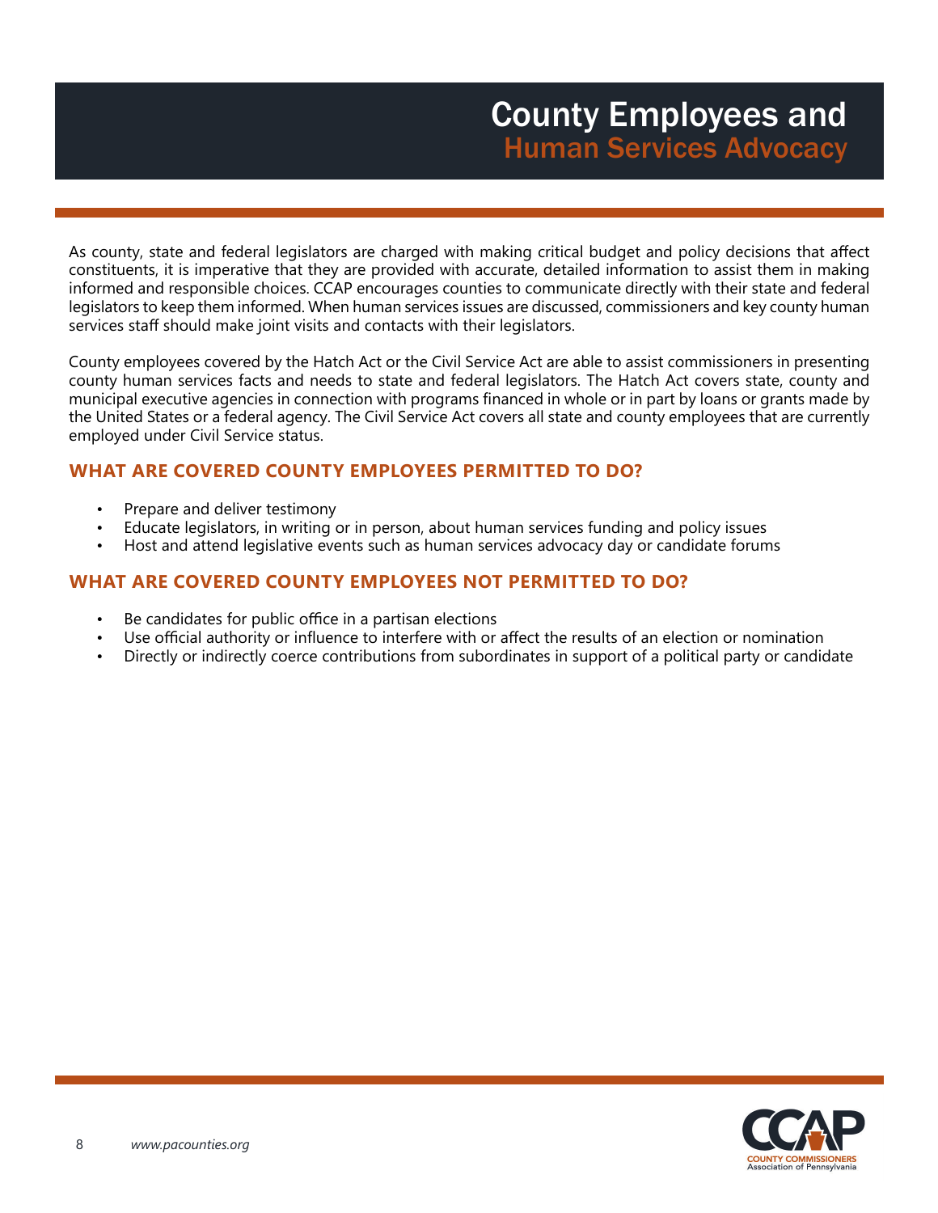# County Employees and Human Services Advocacy

As county, state and federal legislators are charged with making critical budget and policy decisions that affect constituents, it is imperative that they are provided with accurate, detailed information to assist them in making informed and responsible choices. CCAP encourages counties to communicate directly with their state and federal legislators to keep them informed. When human services issues are discussed, commissioners and key county human services staff should make joint visits and contacts with their legislators.

County employees covered by the Hatch Act or the Civil Service Act are able to assist commissioners in presenting county human services facts and needs to state and federal legislators. The Hatch Act covers state, county and municipal executive agencies in connection with programs financed in whole or in part by loans or grants made by the United States or a federal agency. The Civil Service Act covers all state and county employees that are currently employed under Civil Service status.

## WHAT ARE COVERED COUNTY EMPLOYEES PERMITTED TO DO?

- Prepare and deliver testimony
- Educate legislators, in writing or in person, about human services funding and policy issues
- Host and attend legislative events such as human services advocacy day or candidate forums

## WHAT ARE COVERED COUNTY EMPLOYEES NOT PERMITTED TO DO?

- Be candidates for public office in a partisan elections
- Use official authority or influence to interfere with or affect the results of an election or nomination
- Directly or indirectly coerce contributions from subordinates in support of a political party or candidate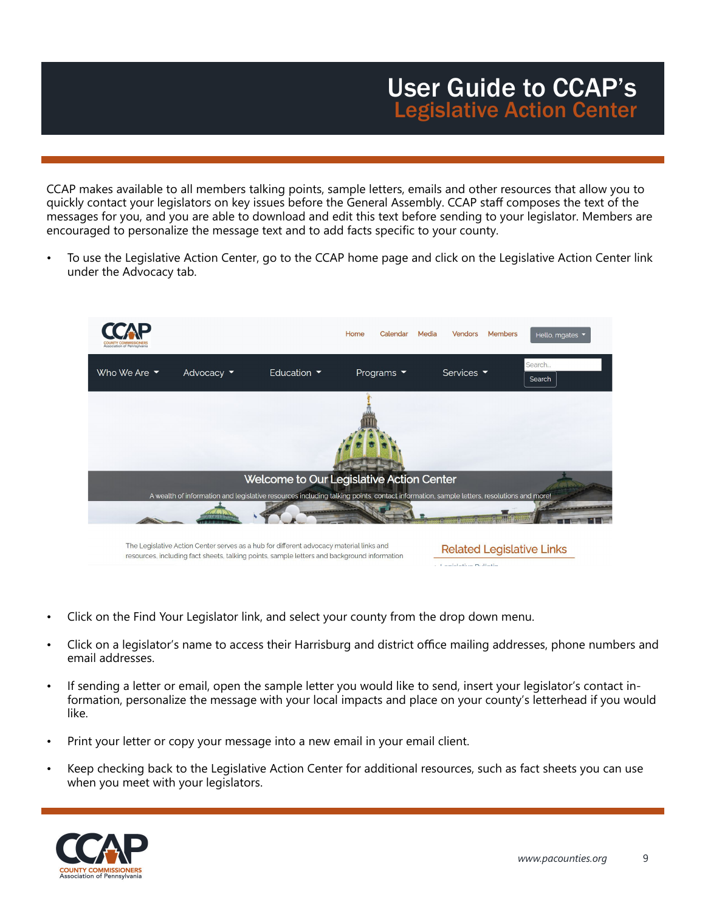# User Guide to CCAP's Legislative Action Center

CCAP makes available to all members talking points, sample letters, emails and other resources that allow you to quickly contact your legislators on key issues before the General Assembly. CCAP staff composes the text of the messages for you, and you are able to download and edit this text before sending to your legislator. Members are encouraged to personalize the message text and to add facts specific to your county.

- To use the Legislative Action Center, go to the CCAP home page and click on the Legislative Action Center link under the Advocacy tab.

- Click on the Find Your Legislator link, and select your county from the drop down menu.

- Click on a legislator's name to access their Harrisburg and district office mailing addresses, phone numbers and email addresses.

- If sending a letter or email, open the sample letter you would like to send, insert your legislator's contact information, personalize the message with your local impacts and place on your county's letterhead if you would like.

- Print your letter or copy your message into a new email in your email client.

- Keep checking back to the Legislative Action Center for additional resources, such as fact sheets you can use when you meet with your legislators.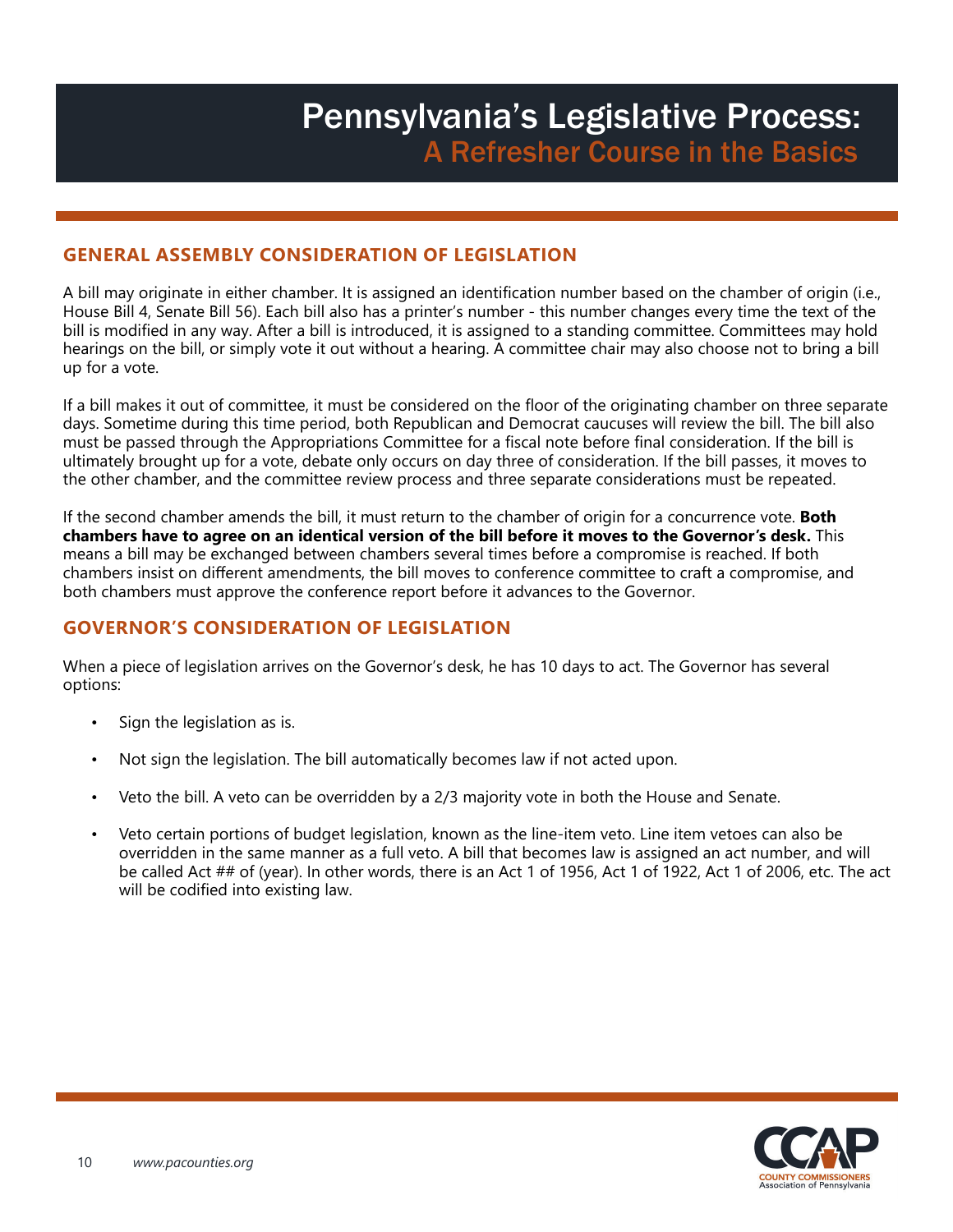# Pennsylvania's Legislative Process:
## A Refresher Course in the Basics

### GENERAL ASSEMBLY CONSIDERATION OF LEGISLATION

A bill may originate in either chamber. It is assigned an identification number based on the chamber of origin (i.e., House Bill 4, Senate Bill 56). Each bill also has a printer's number - this number changes every time the text of the bill is modified in any way. After a bill is introduced, it is assigned to a standing committee. Committees may hold hearings on the bill, or simply vote it out without a hearing. A committee chair may also choose not to bring a bill up for a vote.

If a bill makes it out of committee, it must be considered on the floor of the originating chamber on three separate days. Sometime during this time period, both Republican and Democrat caucuses will review the bill. The bill also must be passed through the Appropriations Committee for a fiscal note before final consideration. If the bill is ultimately brought up for a vote, debate only occurs on day three of consideration. If the bill passes, it moves to the other chamber, and the committee review process and three separate considerations must be repeated.

If the second chamber amends the bill, it must return to the chamber of origin for a concurrence vote. **Both chambers have to agree on an identical version of the bill before it moves to the Governor's desk.** This means a bill may be exchanged between chambers several times before a compromise is reached. If both chambers insist on different amendments, the bill moves to conference committee to craft a compromise, and both chambers must approve the conference report before it advances to the Governor.

### GOVERNOR'S CONSIDERATION OF LEGISLATION

When a piece of legislation arrives on the Governor's desk, he has 10 days to act. The Governor has several options:

- Sign the legislation as is.
- Not sign the legislation. The bill automatically becomes law if not acted upon.
- Veto the bill. A veto can be overridden by a 2/3 majority vote in both the House and Senate.
- Veto certain portions of budget legislation, known as the line-item veto. Line item vetoes can also be overridden in the same manner as a full veto. A bill that becomes law is assigned an act number, and will be called Act ## of (year). In other words, there is an Act 1 of 1956, Act 1 of 1922, Act 1 of 2006, etc. The act will be codified into existing law.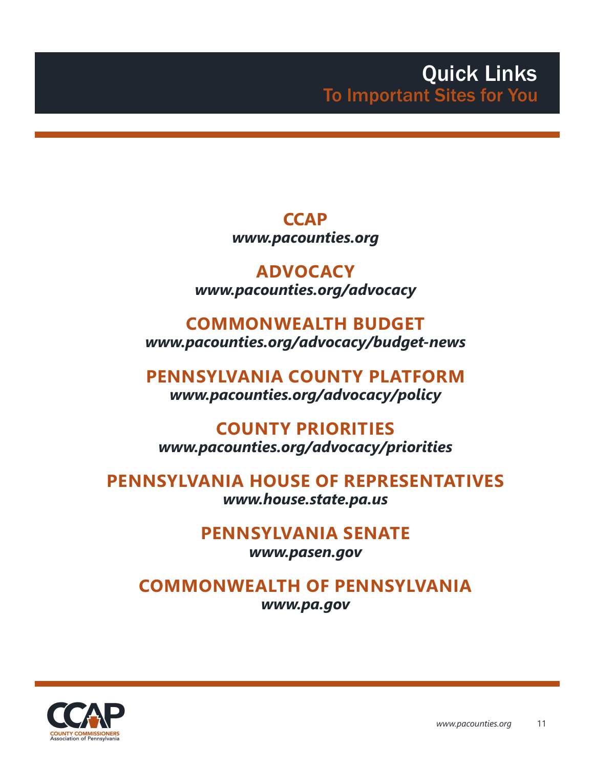# Quick Links

## To Important Sites for You

**CCAP**
*www.pacounties.org*

**ADVOCACY**
*www.pacounties.org/advocacy*

**COMMONWEALTH BUDGET**
*www.pacounties.org/advocacy/budget-news*

**PENNSYLVANIA COUNTY PLATFORM**
*www.pacounties.org/advocacy/policy*

**COUNTY PRIORITIES**
*www.pacounties.org/advocacy/priorities*

**PENNSYLVANIA HOUSE OF REPRESENTATIVES**
*www.house.state.pa.us*

**PENNSYLVANIA SENATE**
*www.pasen.gov*

**COMMONWEALTH OF PENNSYLVANIA**
*www.pa.gov*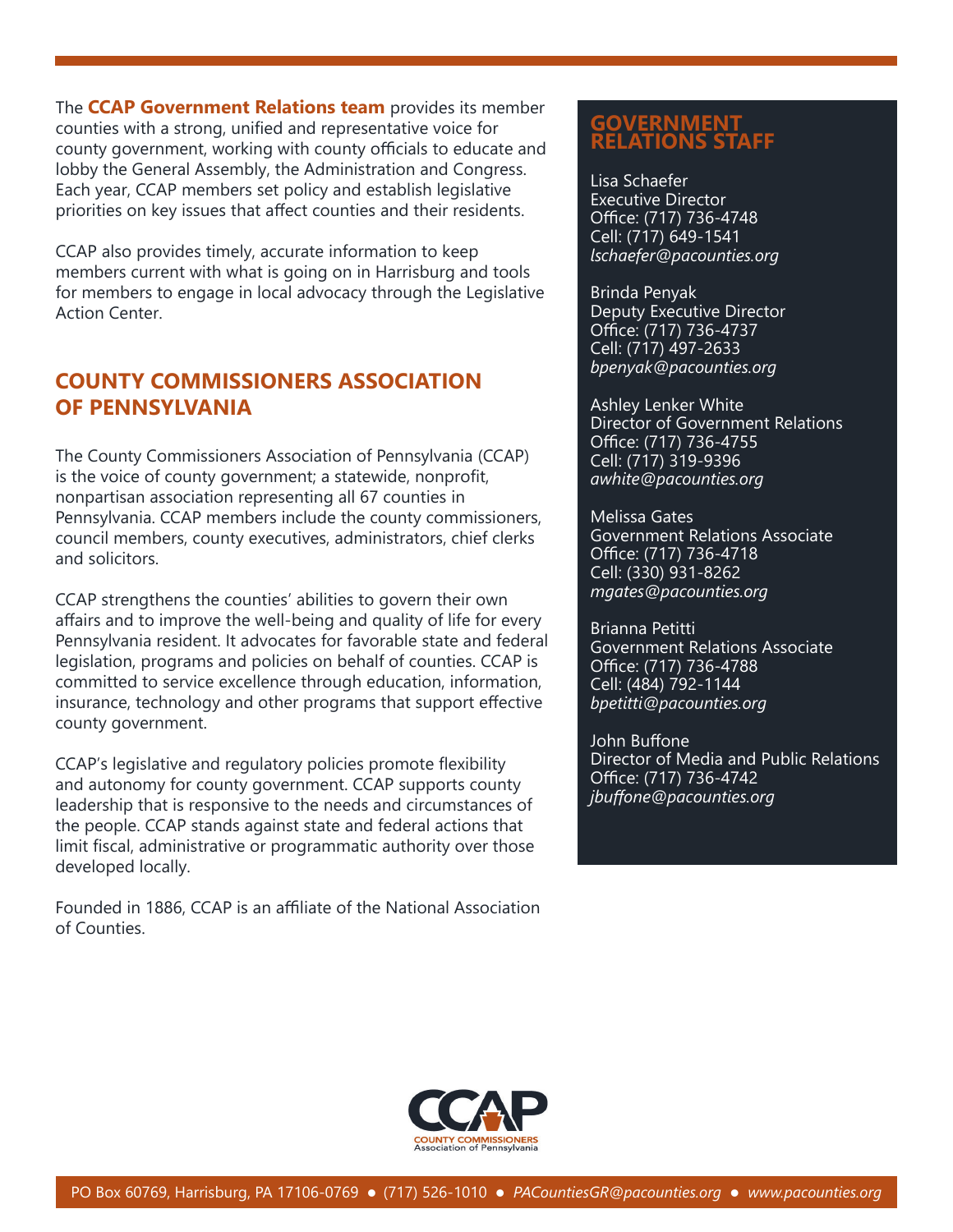The **CCAP Government Relations team** provides its member counties with a strong, unified and representative voice for county government, working with county officials to educate and lobby the General Assembly, the Administration and Congress. Each year, CCAP members set policy and establish legislative priorities on key issues that affect counties and their residents.

CCAP also provides timely, accurate information to keep members current with what is going on in Harrisburg and tools for members to engage in local advocacy through the Legislative Action Center.

## COUNTY COMMISSIONERS ASSOCIATION OF PENNSYLVANIA

The County Commissioners Association of Pennsylvania (CCAP) is the voice of county government; a statewide, nonprofit, nonpartisan association representing all 67 counties in Pennsylvania. CCAP members include the county commissioners, council members, county executives, administrators, chief clerks and solicitors.

CCAP strengthens the counties' abilities to govern their own affairs and to improve the well-being and quality of life for every Pennsylvania resident. It advocates for favorable state and federal legislation, programs and policies on behalf of counties. CCAP is committed to service excellence through education, information, insurance, technology and other programs that support effective county government.

CCAP's legislative and regulatory policies promote flexibility and autonomy for county government. CCAP supports county leadership that is responsive to the needs and circumstances of the people. CCAP stands against state and federal actions that limit fiscal, administrative or programmatic authority over those developed locally.

Founded in 1886, CCAP is an affiliate of the National Association of Counties.

## GOVERNMENT RELATIONS STAFF

Lisa Schaefer
Executive Director
Office: (717) 736-4748
Cell: (717) 649-1541
*lschaefer@pacounties.org*

Brinda Penyak
Deputy Executive Director
Office: (717) 736-4737
Cell: (717) 497-2633
*bpenyak@pacounties.org*

Ashley Lenker White
Director of Government Relations
Office: (717) 736-4755
Cell: (717) 319-9396
*awhite@pacounties.org*

Melissa Gates
Government Relations Associate
Office: (717) 736-4718
Cell: (330) 931-8262
*mgates@pacounties.org*

Brianna Petitti
Government Relations Associate
Office: (717) 736-4788
Cell: (484) 792-1144
*bpetitti@pacounties.org*

John Buffone
Director of Media and Public Relations
Office: (717) 736-4742
*jbuffone@pacounties.org*

CCAP
COUNTY COMMISSIONERS
Association of Pennsylvania

PO Box 60769, Harrisburg, PA 17106-0769 ● (717) 526-1010 ● *PACountiesGR@pacounties.org* ● *www.pacounties.org*